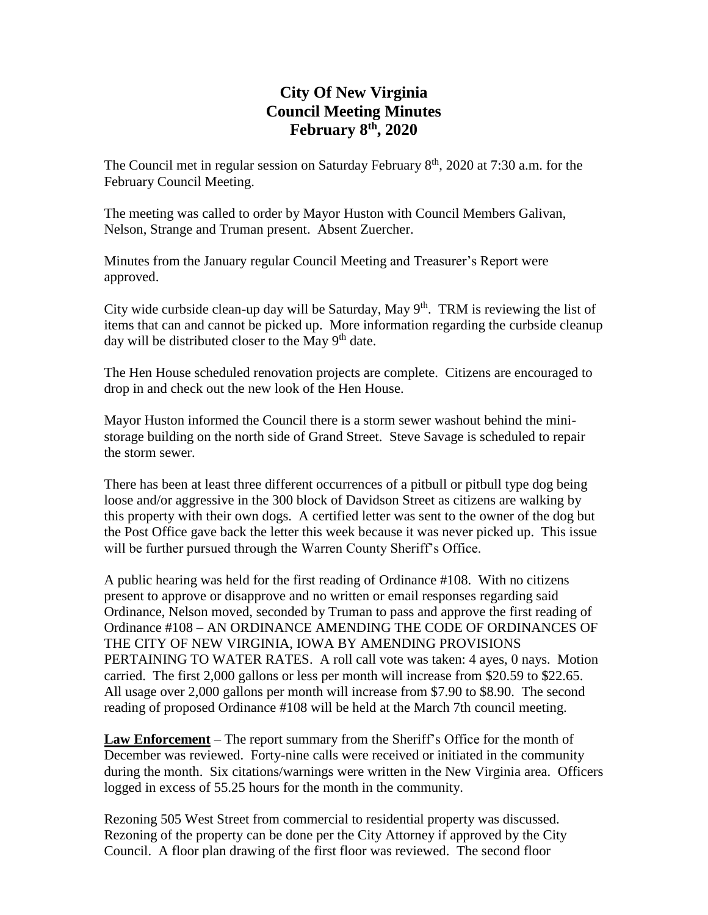# City Of New Virginia Council Meeting Minutes February 8th, 2020

The Council met in regular session on Saturday February 8th, 2020 at 7:30 a.m. for the February Council Meeting.

The meeting was called to order by Mayor Huston with Council Members Galivan, Nelson, Strange and Truman present. Absent Zuercher.

Minutes from the January regular Council Meeting and Treasurer's Report were approved.

City wide curbside clean-up day will be Saturday, May 9th. TRM is reviewing the list of items that can and cannot be picked up. More information regarding the curbside cleanup day will be distributed closer to the May 9th date.

The Hen House scheduled renovation projects are complete. Citizens are encouraged to drop in and check out the new look of the Hen House.

Mayor Huston informed the Council there is a storm sewer washout behind the mini-storage building on the north side of Grand Street. Steve Savage is scheduled to repair the storm sewer.

There has been at least three different occurrences of a pitbull or pitbull type dog being loose and/or aggressive in the 300 block of Davidson Street as citizens are walking by this property with their own dogs. A certified letter was sent to the owner of the dog but the Post Office gave back the letter this week because it was never picked up. This issue will be further pursued through the Warren County Sheriff's Office.

A public hearing was held for the first reading of Ordinance #108. With no citizens present to approve or disapprove and no written or email responses regarding said Ordinance, Nelson moved, seconded by Truman to pass and approve the first reading of Ordinance #108 – AN ORDINANCE AMENDING THE CODE OF ORDINANCES OF THE CITY OF NEW VIRGINIA, IOWA BY AMENDING PROVISIONS PERTAINING TO WATER RATES. A roll call vote was taken: 4 ayes, 0 nays. Motion carried. The first 2,000 gallons or less per month will increase from $20.59 to $22.65. All usage over 2,000 gallons per month will increase from $7.90 to $8.90. The second reading of proposed Ordinance #108 will be held at the March 7th council meeting.

**Law Enforcement** – The report summary from the Sheriff's Office for the month of December was reviewed. Forty-nine calls were received or initiated in the community during the month. Six citations/warnings were written in the New Virginia area. Officers logged in excess of 55.25 hours for the month in the community.

Rezoning 505 West Street from commercial to residential property was discussed. Rezoning of the property can be done per the City Attorney if approved by the City Council. A floor plan drawing of the first floor was reviewed. The second floor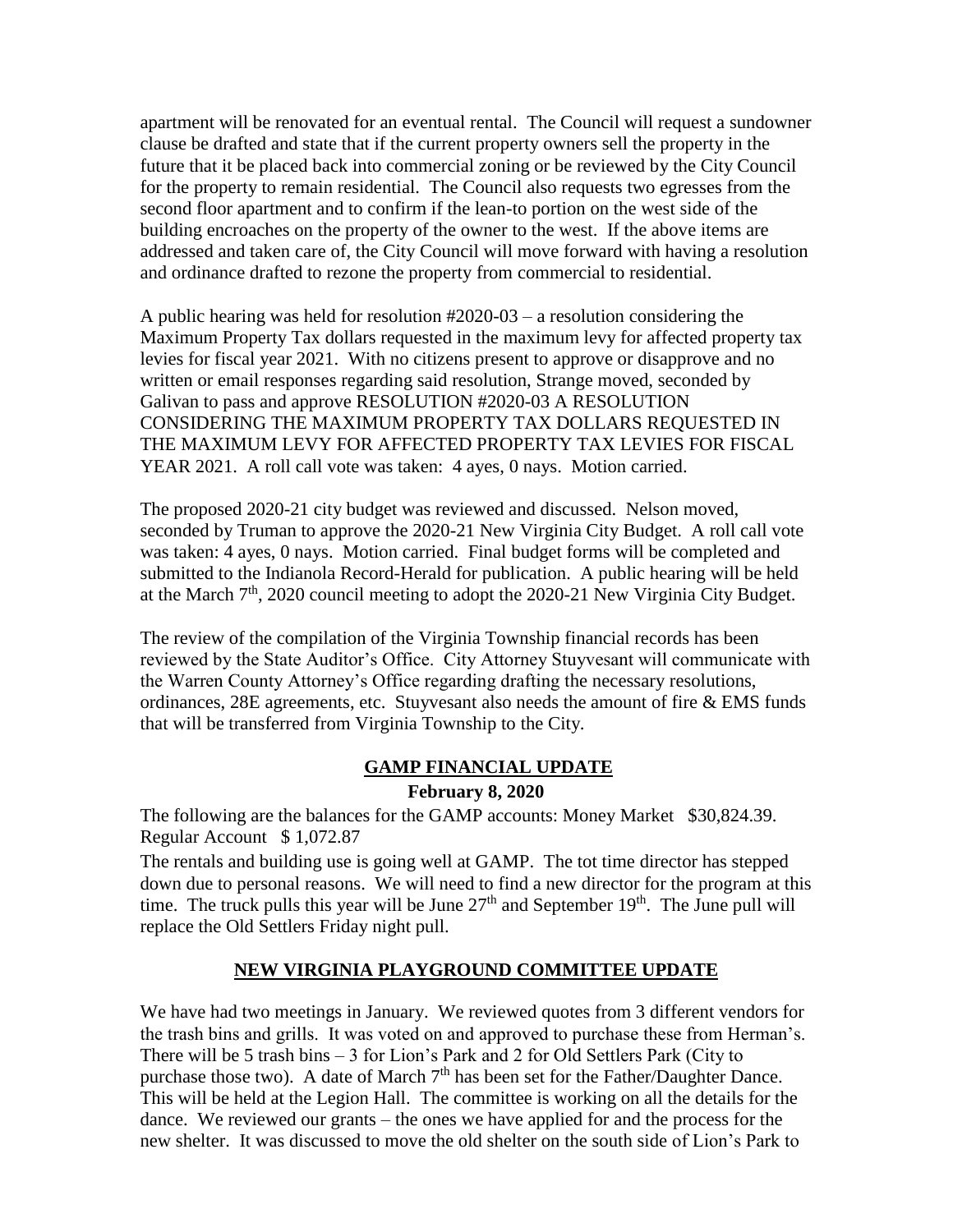apartment will be renovated for an eventual rental. The Council will request a sundowner clause be drafted and state that if the current property owners sell the property in the future that it be placed back into commercial zoning or be reviewed by the City Council for the property to remain residential. The Council also requests two egresses from the second floor apartment and to confirm if the lean-to portion on the west side of the building encroaches on the property of the owner to the west. If the above items are addressed and taken care of, the City Council will move forward with having a resolution and ordinance drafted to rezone the property from commercial to residential.

A public hearing was held for resolution #2020-03 – a resolution considering the Maximum Property Tax dollars requested in the maximum levy for affected property tax levies for fiscal year 2021. With no citizens present to approve or disapprove and no written or email responses regarding said resolution, Strange moved, seconded by Galivan to pass and approve RESOLUTION #2020-03 A RESOLUTION CONSIDERING THE MAXIMUM PROPERTY TAX DOLLARS REQUESTED IN THE MAXIMUM LEVY FOR AFFECTED PROPERTY TAX LEVIES FOR FISCAL YEAR 2021. A roll call vote was taken: 4 ayes, 0 nays. Motion carried.

The proposed 2020-21 city budget was reviewed and discussed. Nelson moved, seconded by Truman to approve the 2020-21 New Virginia City Budget. A roll call vote was taken: 4 ayes, 0 nays. Motion carried. Final budget forms will be completed and submitted to the Indianola Record-Herald for publication. A public hearing will be held at the March 7th, 2020 council meeting to adopt the 2020-21 New Virginia City Budget.

The review of the compilation of the Virginia Township financial records has been reviewed by the State Auditor's Office. City Attorney Stuyvesant will communicate with the Warren County Attorney's Office regarding drafting the necessary resolutions, ordinances, 28E agreements, etc. Stuyvesant also needs the amount of fire & EMS funds that will be transferred from Virginia Township to the City.

## GAMP FINANCIAL UPDATE

**February 8, 2020**

The following are the balances for the GAMP accounts: Money Market $30,824.39. Regular Account $ 1,072.87

The rentals and building use is going well at GAMP. The tot time director has stepped down due to personal reasons. We will need to find a new director for the program at this time. The truck pulls this year will be June 27th and September 19th. The June pull will replace the Old Settlers Friday night pull.

## NEW VIRGINIA PLAYGROUND COMMITTEE UPDATE

We have had two meetings in January. We reviewed quotes from 3 different vendors for the trash bins and grills. It was voted on and approved to purchase these from Herman's. There will be 5 trash bins – 3 for Lion's Park and 2 for Old Settlers Park (City to purchase those two). A date of March 7th has been set for the Father/Daughter Dance. This will be held at the Legion Hall. The committee is working on all the details for the dance. We reviewed our grants – the ones we have applied for and the process for the new shelter. It was discussed to move the old shelter on the south side of Lion's Park to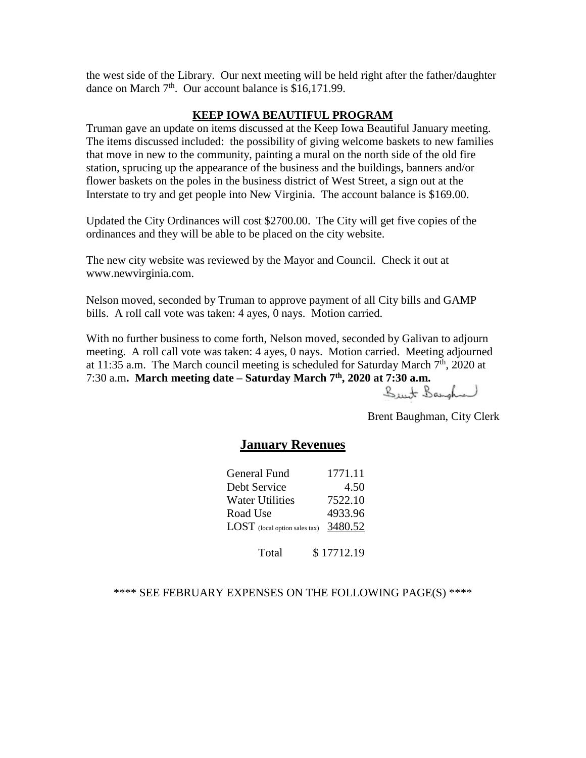the west side of the Library. Our next meeting will be held right after the father/daughter dance on March 7th. Our account balance is $16,171.99.

## KEEP IOWA BEAUTIFUL PROGRAM

Truman gave an update on items discussed at the Keep Iowa Beautiful January meeting. The items discussed included: the possibility of giving welcome baskets to new families that move in new to the community, painting a mural on the north side of the old fire station, sprucing up the appearance of the business and the buildings, banners and/or flower baskets on the poles in the business district of West Street, a sign out at the Interstate to try and get people into New Virginia. The account balance is $169.00.

Updated the City Ordinances will cost $2700.00. The City will get five copies of the ordinances and they will be able to be placed on the city website.

The new city website was reviewed by the Mayor and Council. Check it out at www.newvirginia.com.

Nelson moved, seconded by Truman to approve payment of all City bills and GAMP bills. A roll call vote was taken: 4 ayes, 0 nays. Motion carried.

With no further business to come forth, Nelson moved, seconded by Galivan to adjourn meeting. A roll call vote was taken: 4 ayes, 0 nays. Motion carried. Meeting adjourned at 11:35 a.m. The March council meeting is scheduled for Saturday March 7th, 2020 at 7:30 a.m**. March meeting date – Saturday March 7th, 2020 at 7:30 a.m.**

Brent Baughman, City Clerk

## January Revenues

| | |
|---|---|
| General Fund | 1771.11 |
| Debt Service | 4.50 |
| Water Utilities | 7522.10 |
| Road Use | 4933.96 |
| LOST (local option sales tax) | 3480.52 |
| Total | $ 17712.19 |

\*\*\*\* SEE FEBRUARY EXPENSES ON THE FOLLOWING PAGE(S) \*\*\*\*